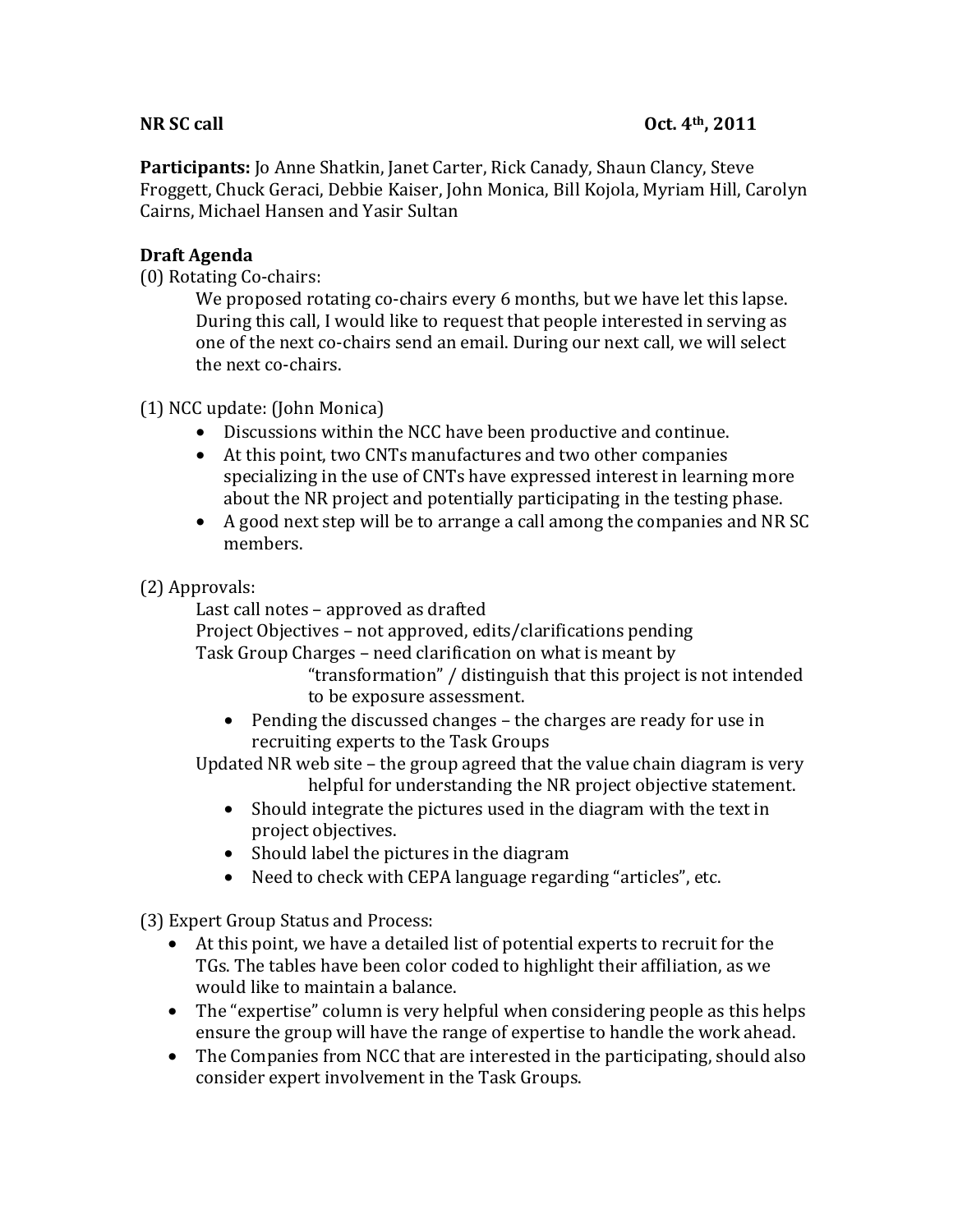**NR SC call** **Oct. 4th, 2011**

**Participants:** Jo Anne Shatkin, Janet Carter, Rick Canady, Shaun Clancy, Steve Froggett, Chuck Geraci, Debbie Kaiser, John Monica, Bill Kojola, Myriam Hill, Carolyn Cairns, Michael Hansen and Yasir Sultan

**Draft Agenda**

(0) Rotating Co-chairs:

We proposed rotating co-chairs every 6 months, but we have let this lapse. During this call, I would like to request that people interested in serving as one of the next co-chairs send an email. During our next call, we will select the next co-chairs.

(1) NCC update: (John Monica)

- Discussions within the NCC have been productive and continue.
- At this point, two CNTs manufactures and two other companies specializing in the use of CNTs have expressed interest in learning more about the NR project and potentially participating in the testing phase.
- A good next step will be to arrange a call among the companies and NR SC members.

(2) Approvals:

Last call notes – approved as drafted

Project Objectives – not approved, edits/clarifications pending

Task Group Charges – need clarification on what is meant by "transformation" / distinguish that this project is not intended to be exposure assessment.

- Pending the discussed changes – the charges are ready for use in recruiting experts to the Task Groups

Updated NR web site – the group agreed that the value chain diagram is very helpful for understanding the NR project objective statement.

- Should integrate the pictures used in the diagram with the text in project objectives.
- Should label the pictures in the diagram
- Need to check with CEPA language regarding "articles", etc.

(3) Expert Group Status and Process:

- At this point, we have a detailed list of potential experts to recruit for the TGs. The tables have been color coded to highlight their affiliation, as we would like to maintain a balance.
- The "expertise" column is very helpful when considering people as this helps ensure the group will have the range of expertise to handle the work ahead.
- The Companies from NCC that are interested in the participating, should also consider expert involvement in the Task Groups.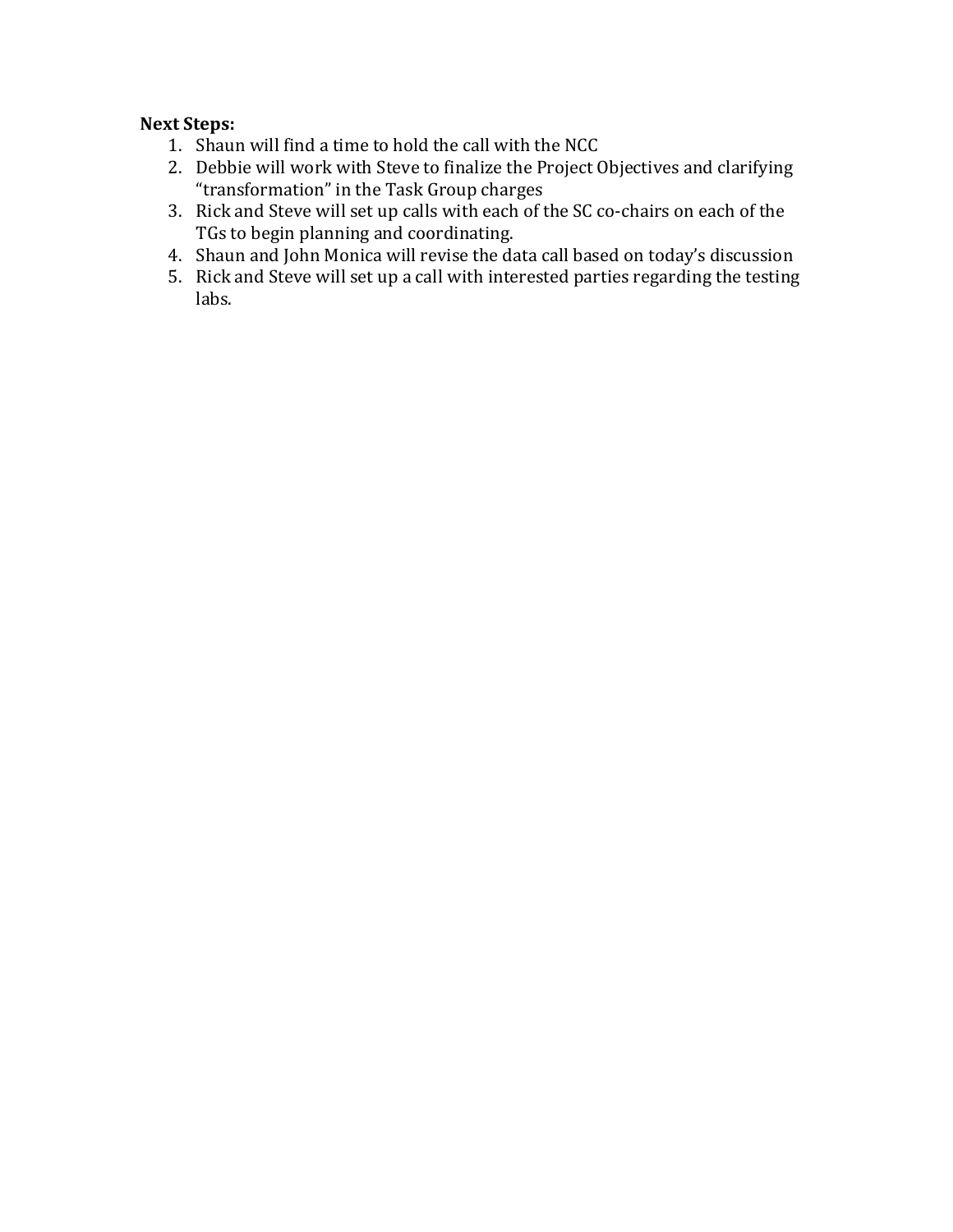**Next Steps:**

1. Shaun will find a time to hold the call with the NCC
2. Debbie will work with Steve to finalize the Project Objectives and clarifying "transformation" in the Task Group charges
3. Rick and Steve will set up calls with each of the SC co-chairs on each of the TGs to begin planning and coordinating.
4. Shaun and John Monica will revise the data call based on today's discussion
5. Rick and Steve will set up a call with interested parties regarding the testing labs.